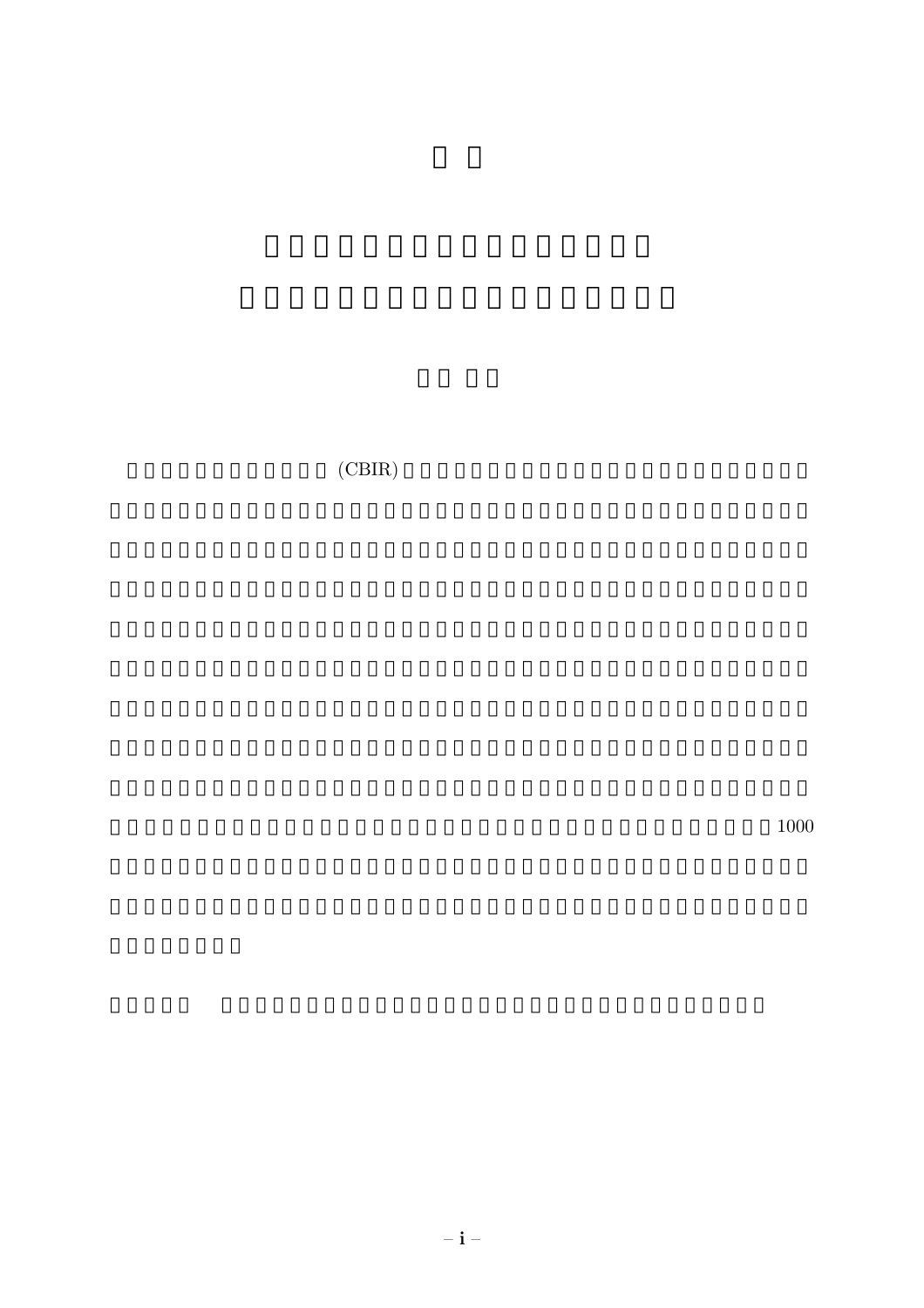(CBIR)

1000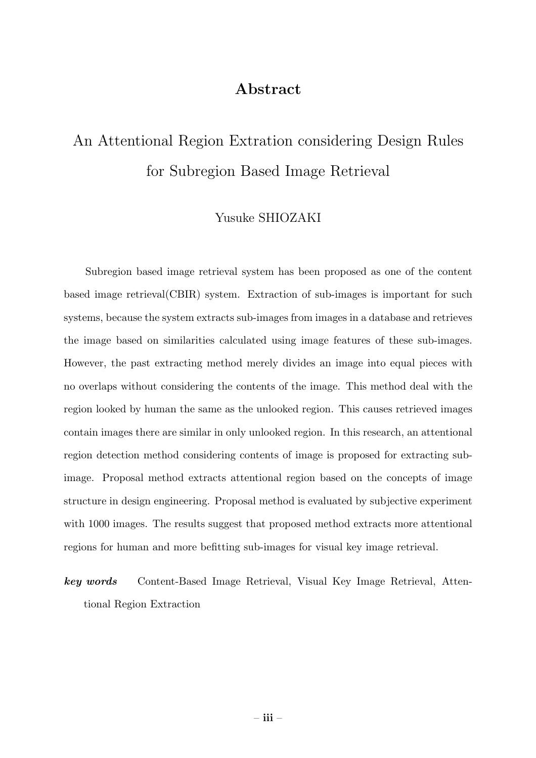# Abstract

## An Attentional Region Extration considering Design Rules for Subregion Based Image Retrieval

Yusuke SHIOZAKI

Subregion based image retrieval system has been proposed as one of the content based image retrieval(CBIR) system. Extraction of sub-images is important for such systems, because the system extracts sub-images from images in a database and retrieves the image based on similarities calculated using image features of these sub-images. However, the past extracting method merely divides an image into equal pieces with no overlaps without considering the contents of the image. This method deal with the region looked by human the same as the unlooked region. This causes retrieved images contain images there are similar in only unlooked region. In this research, an attentional region detection method considering contents of image is proposed for extracting sub-image. Proposal method extracts attentional region based on the concepts of image structure in design engineering. Proposal method is evaluated by subjective experiment with 1000 images. The results suggest that proposed method extracts more attentional regions for human and more befitting sub-images for visual key image retrieval.

***key words*** Content-Based Image Retrieval, Visual Key Image Retrieval, Attentional Region Extraction